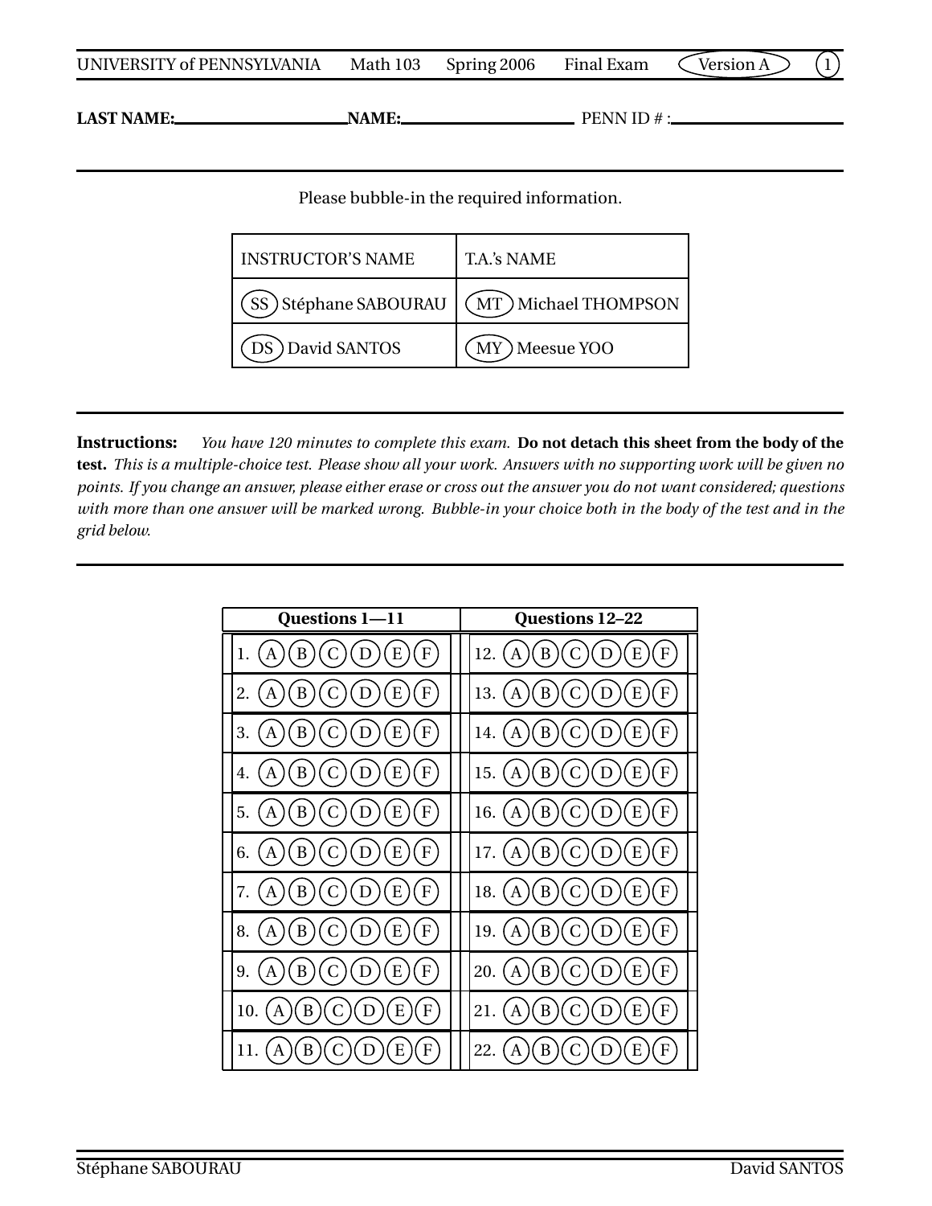UNIVERSITY of PENNSYLVANIA Math 103 Spring 2006 Final Exam Version A

**LAST NAME:**\_\_\_\_\_\_\_\_\_\_\_\_\_\_\_\_\_\_\_\_ **NAME:**\_\_\_\_\_\_\_\_\_\_\_\_\_\_\_\_\_\_\_\_ PENN ID # :\_\_\_\_\_\_\_\_\_\_\_\_\_\_\_\_\_\_\_\_

Please bubble-in the required information.

| INSTRUCTOR'S NAME | T.A.'s NAME |
|---|---|
| (SS) Stéphane SABOURAU | (MT) Michael THOMPSON |
| (DS) David SANTOS | (MY) Meesue YOO |

**Instructions:** *You have 120 minutes to complete this exam.* **Do not detach this sheet from the body of the test.** *This is a multiple-choice test. Please show all your work. Answers with no supporting work will be given no points. If you change an answer, please either erase or cross out the answer you do not want considered; questions with more than one answer will be marked wrong. Bubble-in your choice both in the body of the test and in the grid below.*

| Questions 1—11 | Questions 12–22 |
|---|---|
| 1. (A) (B) (C) (D) (E) (F) | 12. (A) (B) (C) (D) (E) (F) |
| 2. (A) (B) (C) (D) (E) (F) | 13. (A) (B) (C) (D) (E) (F) |
| 3. (A) (B) (C) (D) (E) (F) | 14. (A) (B) (C) (D) (E) (F) |
| 4. (A) (B) (C) (D) (E) (F) | 15. (A) (B) (C) (D) (E) (F) |
| 5. (A) (B) (C) (D) (E) (F) | 16. (A) (B) (C) (D) (E) (F) |
| 6. (A) (B) (C) (D) (E) (F) | 17. (A) (B) (C) (D) (E) (F) |
| 7. (A) (B) (C) (D) (E) (F) | 18. (A) (B) (C) (D) (E) (F) |
| 8. (A) (B) (C) (D) (E) (F) | 19. (A) (B) (C) (D) (E) (F) |
| 9. (A) (B) (C) (D) (E) (F) | 20. (A) (B) (C) (D) (E) (F) |
| 10. (A) (B) (C) (D) (E) (F) | 21. (A) (B) (C) (D) (E) (F) |
| 11. (A) (B) (C) (D) (E) (F) | 22. (A) (B) (C) (D) (E) (F) |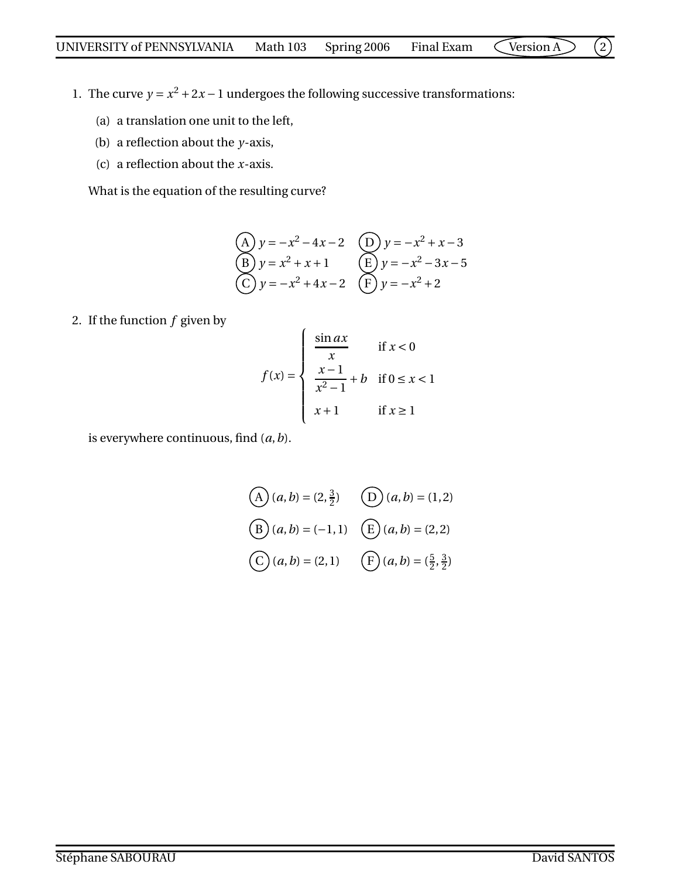1. The curve $y = x^2 + 2x - 1$ undergoes the following successive transformations:

   (a) a translation one unit to the left,

   (b) a reflection about the $y$-axis,

   (c) a reflection about the $x$-axis.

   What is the equation of the resulting curve?

   (A) $y = -x^2 - 4x - 2$ (D) $y = -x^2 + x - 3$

   (B) $y = x^2 + x + 1$ (E) $y = -x^2 - 3x - 5$

   (C) $y = -x^2 + 4x - 2$ (F) $y = -x^2 + 2$

2. If the function $f$ given by

$$f(x) = \begin{cases} \dfrac{\sin ax}{x} & \text{if } x < 0 \\ \dfrac{x-1}{x^2-1} + b & \text{if } 0 \le x < 1 \\ x + 1 & \text{if } x \ge 1 \end{cases}$$

   is everywhere continuous, find $(a, b)$.

   (A) $(a, b) = (2, \frac{3}{2})$ (D) $(a, b) = (1, 2)$

   (B) $(a, b) = (-1, 1)$ (E) $(a, b) = (2, 2)$

   (C) $(a, b) = (2, 1)$ (F) $(a, b) = (\frac{5}{2}, \frac{3}{2})$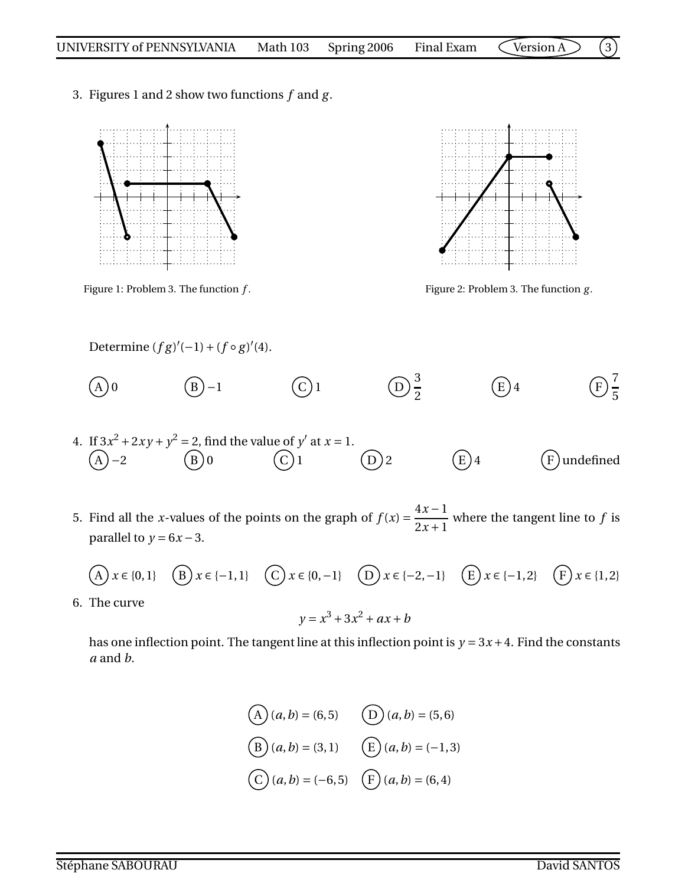3. Figures 1 and 2 show two functions $f$ and $g$.

Figure 1: Problem 3. The function $f$.

Figure 2: Problem 3. The function $g$.

Determine $(fg)'(-1) + (f \circ g)'(4)$.

(A) 0 (B) $-1$ (C) 1 (D) $\frac{3}{2}$ (E) 4 (F) $\frac{7}{5}$

4. If $3x^2 + 2xy + y^2 = 2$, find the value of $y'$ at $x = 1$.

(A) $-2$ (B) 0 (C) 1 (D) 2 (E) 4 (F) undefined

5. Find all the $x$-values of the points on the graph of $f(x) = \dfrac{4x-1}{2x+1}$ where the tangent line to $f$ is parallel to $y = 6x - 3$.

(A) $x \in \{0, 1\}$ (B) $x \in \{-1, 1\}$ (C) $x \in \{0, -1\}$ (D) $x \in \{-2, -1\}$ (E) $x \in \{-1, 2\}$ (F) $x \in \{1, 2\}$

6. The curve

$$y = x^3 + 3x^2 + ax + b$$

has one inflection point. The tangent line at this inflection point is $y = 3x + 4$. Find the constants $a$ and $b$.

(A) $(a, b) = (6, 5)$ (D) $(a, b) = (5, 6)$

(B) $(a, b) = (3, 1)$ (E) $(a, b) = (-1, 3)$

(C) $(a, b) = (-6, 5)$ (F) $(a, b) = (6, 4)$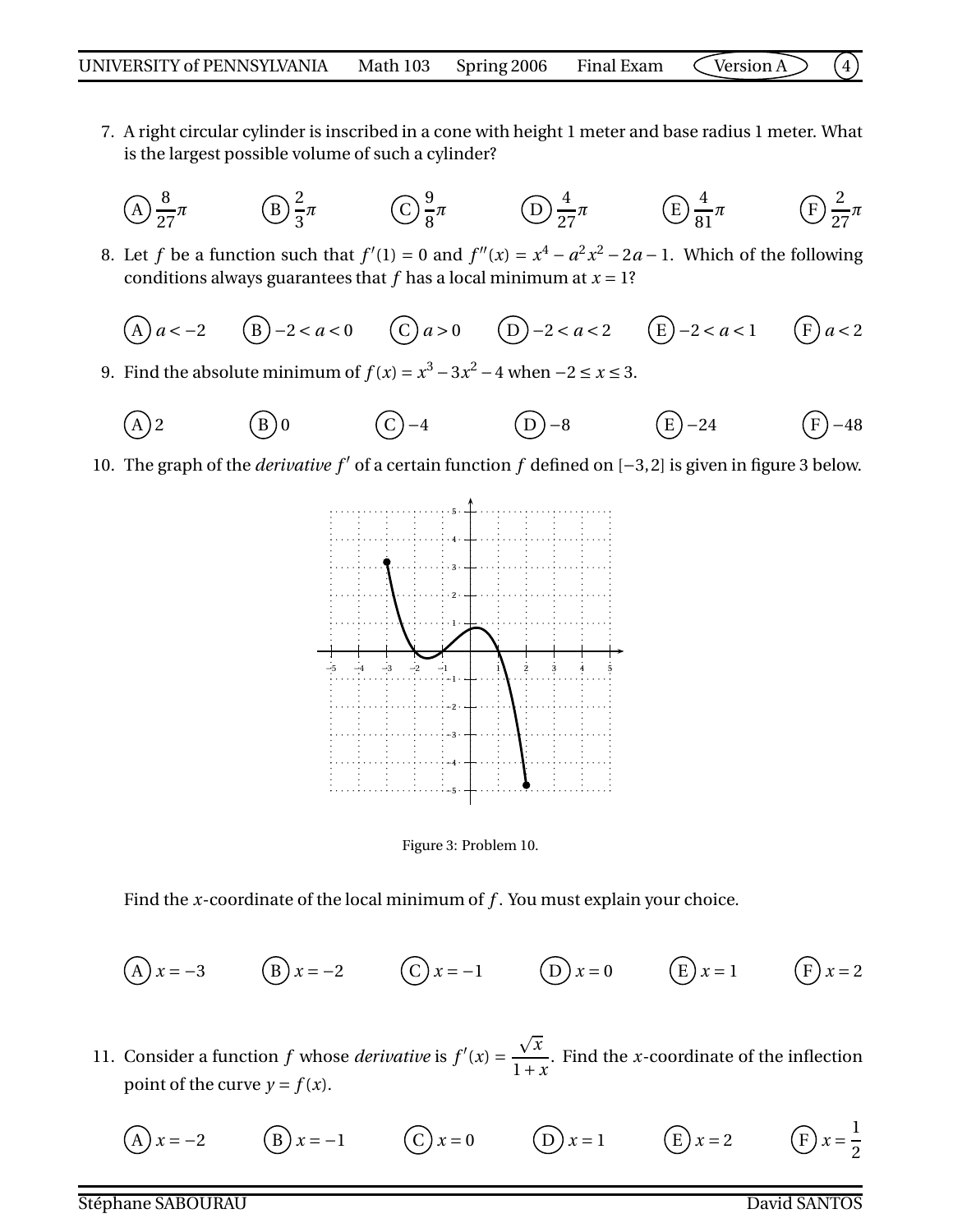7. A right circular cylinder is inscribed in a cone with height 1 meter and base radius 1 meter. What is the largest possible volume of such a cylinder?

(A) $\frac{8}{27}\pi$ (B) $\frac{2}{3}\pi$ (C) $\frac{9}{8}\pi$ (D) $\frac{4}{27}\pi$ (E) $\frac{4}{81}\pi$ (F) $\frac{2}{27}\pi$

8. Let $f$ be a function such that $f'(1) = 0$ and $f''(x) = x^4 - a^2x^2 - 2a - 1$. Which of the following conditions always guarantees that $f$ has a local minimum at $x = 1$?

(A) $a < -2$ (B) $-2 < a < 0$ (C) $a > 0$ (D) $-2 < a < 2$ (E) $-2 < a < 1$ (F) $a < 2$

9. Find the absolute minimum of $f(x) = x^3 - 3x^2 - 4$ when $-2 \le x \le 3$.

(A) 2 (B) 0 (C) $-4$ (D) $-8$ (E) $-24$ (F) $-48$

10. The graph of the *derivative* $f'$ of a certain function $f$ defined on $[-3, 2]$ is given in figure 3 below.

Figure 3: Problem 10.

Find the $x$-coordinate of the local minimum of $f$. You must explain your choice.

(A) $x = -3$ (B) $x = -2$ (C) $x = -1$ (D) $x = 0$ (E) $x = 1$ (F) $x = 2$

11. Consider a function $f$ whose *derivative* is $f'(x) = \frac{\sqrt{x}}{1+x}$. Find the $x$-coordinate of the inflection point of the curve $y = f(x)$.

(A) $x = -2$ (B) $x = -1$ (C) $x = 0$ (D) $x = 1$ (E) $x = 2$ (F) $x = \frac{1}{2}$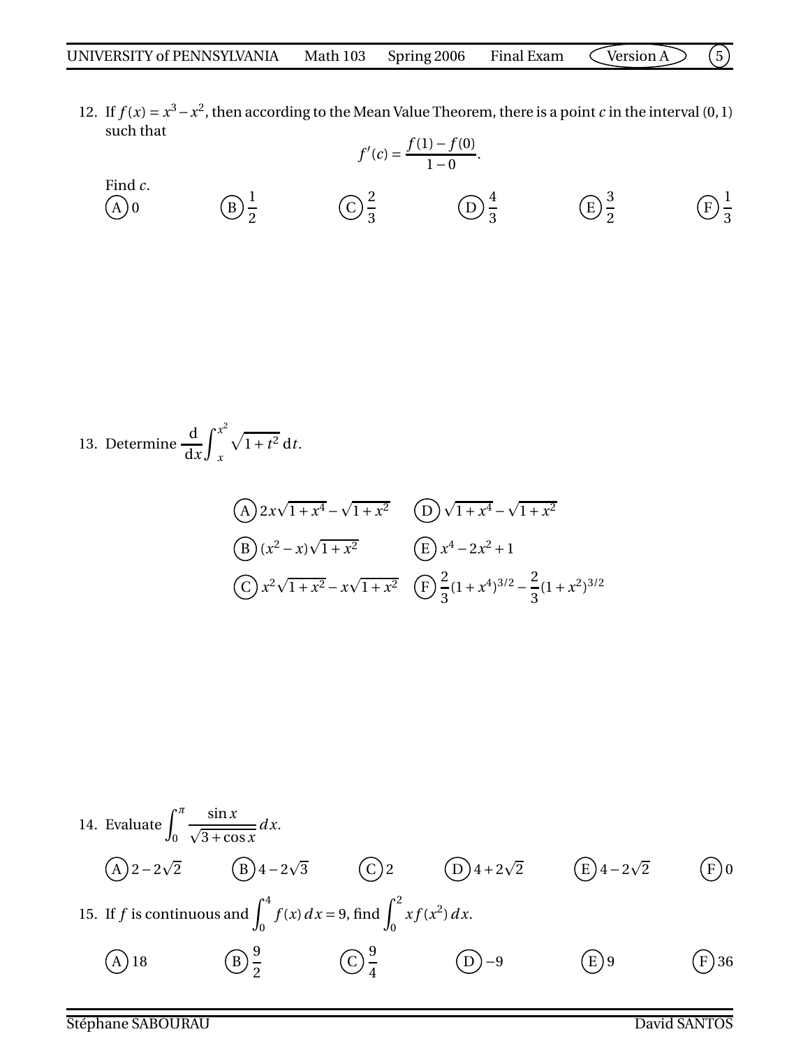12. If $f(x) = x^3 - x^2$, then according to the Mean Value Theorem, there is a point $c$ in the interval $(0,1)$ such that

$$f'(c) = \frac{f(1) - f(0)}{1 - 0}.$$

Find $c$.

(A) $0$ (B) $\frac{1}{2}$ (C) $\frac{2}{3}$ (D) $\frac{4}{3}$ (E) $\frac{3}{2}$ (F) $\frac{1}{3}$

13. Determine $\dfrac{\mathrm{d}}{\mathrm{d}x}\displaystyle\int_x^{x^2} \sqrt{1+t^2}\,\mathrm{d}t$.

(A) $2x\sqrt{1+x^4} - \sqrt{1+x^2}$

(B) $(x^2 - x)\sqrt{1+x^2}$

(C) $x^2\sqrt{1+x^2} - x\sqrt{1+x^2}$

(D) $\sqrt{1+x^4} - \sqrt{1+x^2}$

(E) $x^4 - 2x^2 + 1$

(F) $\frac{2}{3}(1+x^4)^{3/2} - \frac{2}{3}(1+x^2)^{3/2}$

14. Evaluate $\displaystyle\int_0^{\pi} \frac{\sin x}{\sqrt{3+\cos x}}\,dx$.

(A) $2 - 2\sqrt{2}$ (B) $4 - 2\sqrt{3}$ (C) $2$ (D) $4 + 2\sqrt{2}$ (E) $4 - 2\sqrt{2}$ (F) $0$

15. If $f$ is continuous and $\displaystyle\int_0^4 f(x)\,dx = 9$, find $\displaystyle\int_0^2 x f(x^2)\,dx$.

(A) $18$ (B) $\frac{9}{2}$ (C) $\frac{9}{4}$ (D) $-9$ (E) $9$ (F) $36$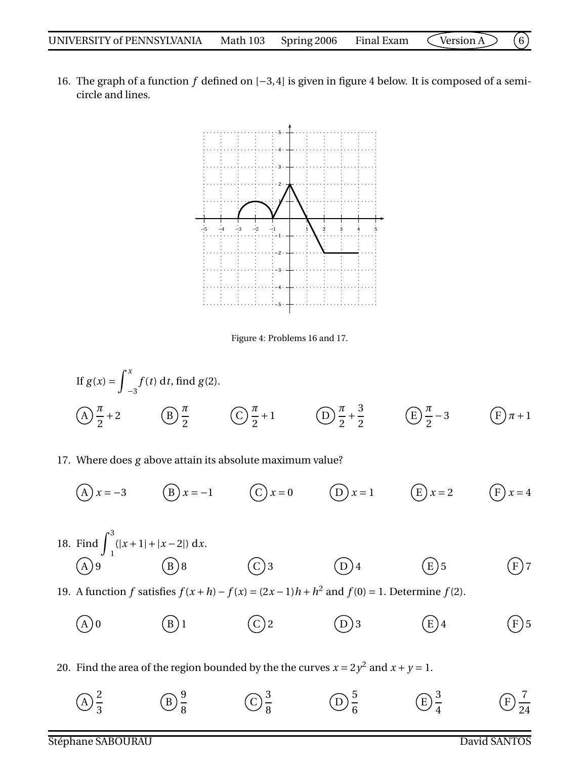16. The graph of a function $f$ defined on $[-3, 4]$ is given in figure 4 below. It is composed of a semicircle and lines.

Figure 4: Problems 16 and 17.

If $g(x) = \int_{-3}^{x} f(t)\, \mathrm{d}t$, find $g(2)$.

(A) $\frac{\pi}{2} + 2$ (B) $\frac{\pi}{2}$ (C) $\frac{\pi}{2} + 1$ (D) $\frac{\pi}{2} + \frac{3}{2}$ (E) $\frac{\pi}{2} - 3$ (F) $\pi + 1$

17. Where does $g$ above attain its absolute maximum value?

(A) $x = -3$ (B) $x = -1$ (C) $x = 0$ (D) $x = 1$ (E) $x = 2$ (F) $x = 4$

18. Find $\int_{1}^{3} (|x+1| + |x-2|)\, \mathrm{d}x$.

(A) 9 (B) 8 (C) 3 (D) 4 (E) 5 (F) 7

19. A function $f$ satisfies $f(x+h) - f(x) = (2x-1)h + h^2$ and $f(0) = 1$. Determine $f(2)$.

(A) 0 (B) 1 (C) 2 (D) 3 (E) 4 (F) 5

20. Find the area of the region bounded by the the curves $x = 2y^2$ and $x + y = 1$.

(A) $\frac{2}{3}$ (B) $\frac{9}{8}$ (C) $\frac{3}{8}$ (D) $\frac{5}{6}$ (E) $\frac{3}{4}$ (F) $\frac{7}{24}$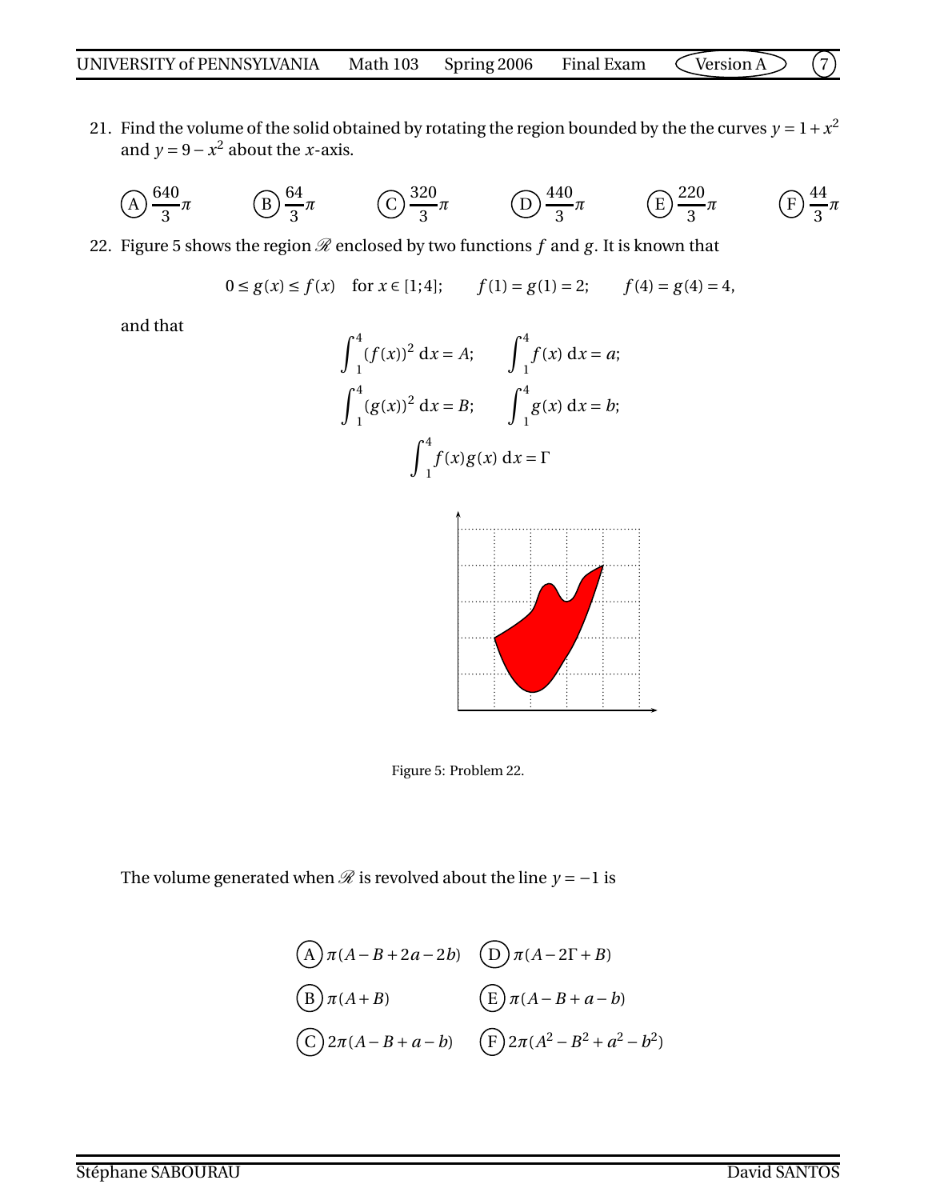21. Find the volume of the solid obtained by rotating the region bounded by the the curves $y = 1 + x^2$ and $y = 9 - x^2$ about the $x$-axis.

(A) $\frac{640}{3}\pi$ (B) $\frac{64}{3}\pi$ (C) $\frac{320}{3}\pi$ (D) $\frac{440}{3}\pi$ (E) $\frac{220}{3}\pi$ (F) $\frac{44}{3}\pi$

22. Figure 5 shows the region $\mathscr{R}$ enclosed by two functions $f$ and $g$. It is known that

$$0 \le g(x) \le f(x) \quad \text{for } x \in [1;4]; \qquad f(1) = g(1) = 2; \qquad f(4) = g(4) = 4,$$

and that

$$\int_1^4 (f(x))^2 \, \mathrm{d}x = A; \qquad \int_1^4 f(x) \, \mathrm{d}x = a;$$

$$\int_1^4 (g(x))^2 \, \mathrm{d}x = B; \qquad \int_1^4 g(x) \, \mathrm{d}x = b;$$

$$\int_1^4 f(x)g(x) \, \mathrm{d}x = \Gamma$$

Figure 5: Problem 22.

The volume generated when $\mathscr{R}$ is revolved about the line $y = -1$ is

(A) $\pi(A - B + 2a - 2b)$

(B) $\pi(A + B)$

(C) $2\pi(A - B + a - b)$

(D) $\pi(A - 2\Gamma + B)$

(E) $\pi(A - B + a - b)$

(F) $2\pi(A^2 - B^2 + a^2 - b^2)$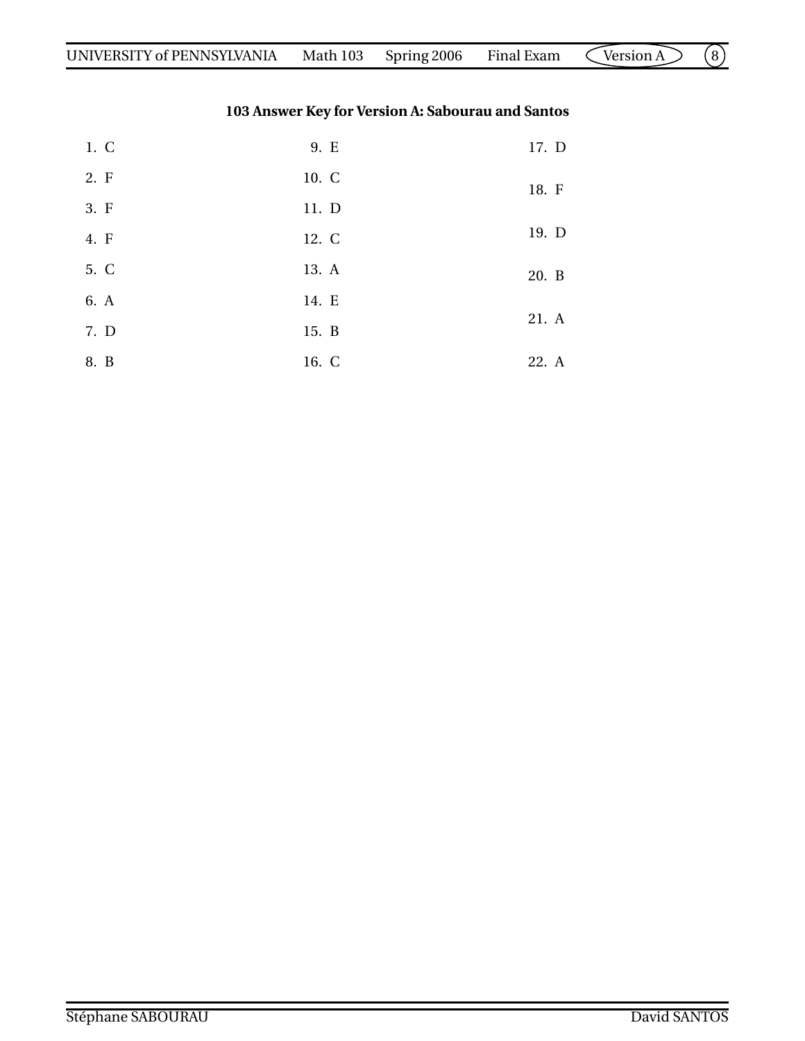**103 Answer Key for Version A: Sabourau and Santos**

1. C
2. F
3. F
4. F
5. C
6. A
7. D
8. B
9. E
10. C
11. D
12. C
13. A
14. E
15. B
16. C
17. D
18. F
19. D
20. B
21. A
22. A